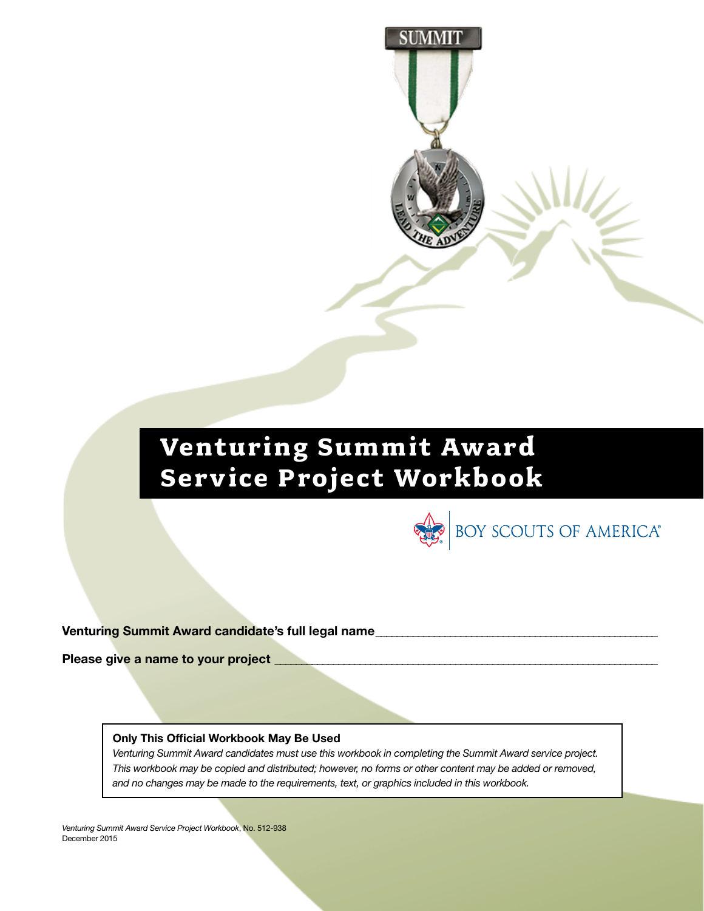# Venturing Summit Award Service Project Workbook

BOY SCOUTS OF AMERICA®

**Venturing Summit Award candidate's full legal name**\_\_\_\_\_\_\_\_\_\_\_\_\_\_\_\_\_\_\_\_\_\_\_\_\_\_\_\_\_\_\_\_\_\_\_\_\_\_\_\_\_\_\_\_\_

**Please give a name to your project** \_\_\_\_\_\_\_\_\_\_\_\_\_\_\_\_\_\_\_\_\_\_\_\_\_\_\_\_\_\_\_\_\_\_\_\_\_\_\_\_\_\_\_\_\_\_\_\_\_\_\_\_\_\_\_\_\_\_\_

**Only This Official Workbook May Be Used**

*Venturing Summit Award candidates must use this workbook in completing the Summit Award service project. This workbook may be copied and distributed; however, no forms or other content may be added or removed, and no changes may be made to the requirements, text, or graphics included in this workbook.*

*Venturing Summit Award Service Project Workbook*, No. 512-938
December 2015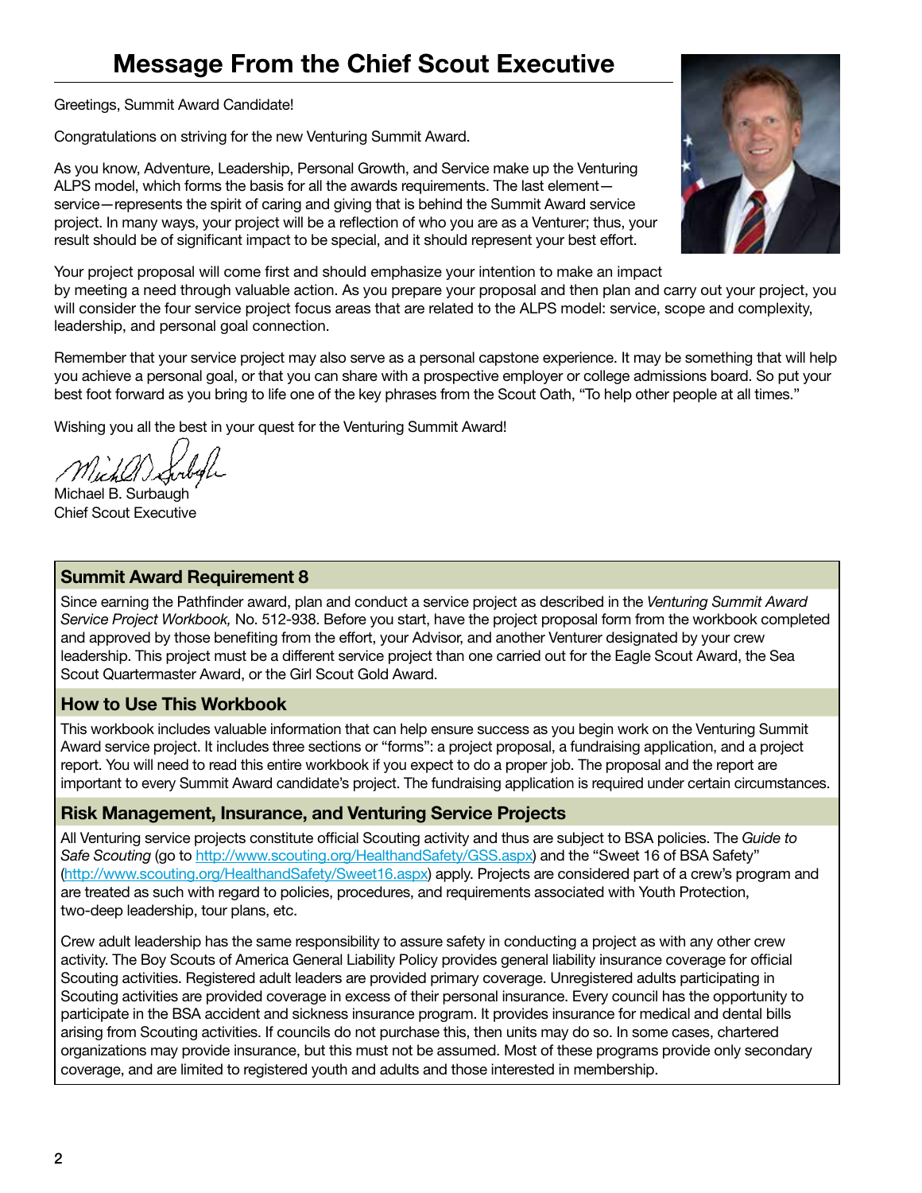# Message From the Chief Scout Executive

Greetings, Summit Award Candidate!

Congratulations on striving for the new Venturing Summit Award.

As you know, Adventure, Leadership, Personal Growth, and Service make up the Venturing ALPS model, which forms the basis for all the awards requirements. The last element—service—represents the spirit of caring and giving that is behind the Summit Award service project. In many ways, your project will be a reflection of who you are as a Venturer; thus, your result should be of significant impact to be special, and it should represent your best effort.

Your project proposal will come first and should emphasize your intention to make an impact by meeting a need through valuable action. As you prepare your proposal and then plan and carry out your project, you will consider the four service project focus areas that are related to the ALPS model: service, scope and complexity, leadership, and personal goal connection.

Remember that your service project may also serve as a personal capstone experience. It may be something that will help you achieve a personal goal, or that you can share with a prospective employer or college admissions board. So put your best foot forward as you bring to life one of the key phrases from the Scout Oath, "To help other people at all times."

Wishing you all the best in your quest for the Venturing Summit Award!

Michael B. Surbaugh
Chief Scout Executive

## Summit Award Requirement 8

Since earning the Pathfinder award, plan and conduct a service project as described in the *Venturing Summit Award Service Project Workbook,* No. 512-938. Before you start, have the project proposal form from the workbook completed and approved by those benefiting from the effort, your Advisor, and another Venturer designated by your crew leadership. This project must be a different service project than one carried out for the Eagle Scout Award, the Sea Scout Quartermaster Award, or the Girl Scout Gold Award.

## How to Use This Workbook

This workbook includes valuable information that can help ensure success as you begin work on the Venturing Summit Award service project. It includes three sections or "forms": a project proposal, a fundraising application, and a project report. You will need to read this entire workbook if you expect to do a proper job. The proposal and the report are important to every Summit Award candidate's project. The fundraising application is required under certain circumstances.

## Risk Management, Insurance, and Venturing Service Projects

All Venturing service projects constitute official Scouting activity and thus are subject to BSA policies. The *Guide to Safe Scouting* (go to http://www.scouting.org/HealthandSafety/GSS.aspx) and the "Sweet 16 of BSA Safety" (http://www.scouting.org/HealthandSafety/Sweet16.aspx) apply. Projects are considered part of a crew's program and are treated as such with regard to policies, procedures, and requirements associated with Youth Protection, two-deep leadership, tour plans, etc.

Crew adult leadership has the same responsibility to assure safety in conducting a project as with any other crew activity. The Boy Scouts of America General Liability Policy provides general liability insurance coverage for official Scouting activities. Registered adult leaders are provided primary coverage. Unregistered adults participating in Scouting activities are provided coverage in excess of their personal insurance. Every council has the opportunity to participate in the BSA accident and sickness insurance program. It provides insurance for medical and dental bills arising from Scouting activities. If councils do not purchase this, then units may do so. In some cases, chartered organizations may provide insurance, but this must not be assumed. Most of these programs provide only secondary coverage, and are limited to registered youth and adults and those interested in membership.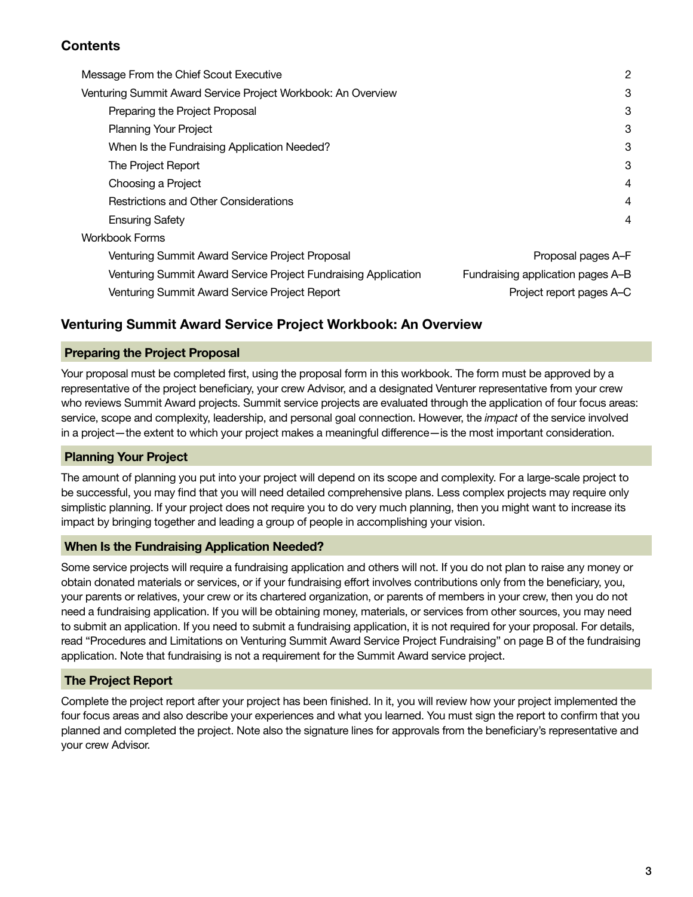## Contents

| | |
|---|---|
| Message From the Chief Scout Executive | 2 |
| Venturing Summit Award Service Project Workbook: An Overview | 3 |
| Preparing the Project Proposal | 3 |
| Planning Your Project | 3 |
| When Is the Fundraising Application Needed? | 3 |
| The Project Report | 3 |
| Choosing a Project | 4 |
| Restrictions and Other Considerations | 4 |
| Ensuring Safety | 4 |
| Workbook Forms | |
| Venturing Summit Award Service Project Proposal | Proposal pages A–F |
| Venturing Summit Award Service Project Fundraising Application | Fundraising application pages A–B |
| Venturing Summit Award Service Project Report | Project report pages A–C |

## Venturing Summit Award Service Project Workbook: An Overview

### Preparing the Project Proposal

Your proposal must be completed first, using the proposal form in this workbook. The form must be approved by a representative of the project beneficiary, your crew Advisor, and a designated Venturer representative from your crew who reviews Summit Award projects. Summit service projects are evaluated through the application of four focus areas: service, scope and complexity, leadership, and personal goal connection. However, the *impact* of the service involved in a project—the extent to which your project makes a meaningful difference—is the most important consideration.

### Planning Your Project

The amount of planning you put into your project will depend on its scope and complexity. For a large-scale project to be successful, you may find that you will need detailed comprehensive plans. Less complex projects may require only simplistic planning. If your project does not require you to do very much planning, then you might want to increase its impact by bringing together and leading a group of people in accomplishing your vision.

### When Is the Fundraising Application Needed?

Some service projects will require a fundraising application and others will not. If you do not plan to raise any money or obtain donated materials or services, or if your fundraising effort involves contributions only from the beneficiary, you, your parents or relatives, your crew or its chartered organization, or parents of members in your crew, then you do not need a fundraising application. If you will be obtaining money, materials, or services from other sources, you may need to submit an application. If you need to submit a fundraising application, it is not required for your proposal. For details, read "Procedures and Limitations on Venturing Summit Award Service Project Fundraising" on page B of the fundraising application. Note that fundraising is not a requirement for the Summit Award service project.

### The Project Report

Complete the project report after your project has been finished. In it, you will review how your project implemented the four focus areas and also describe your experiences and what you learned. You must sign the report to confirm that you planned and completed the project. Note also the signature lines for approvals from the beneficiary's representative and your crew Advisor.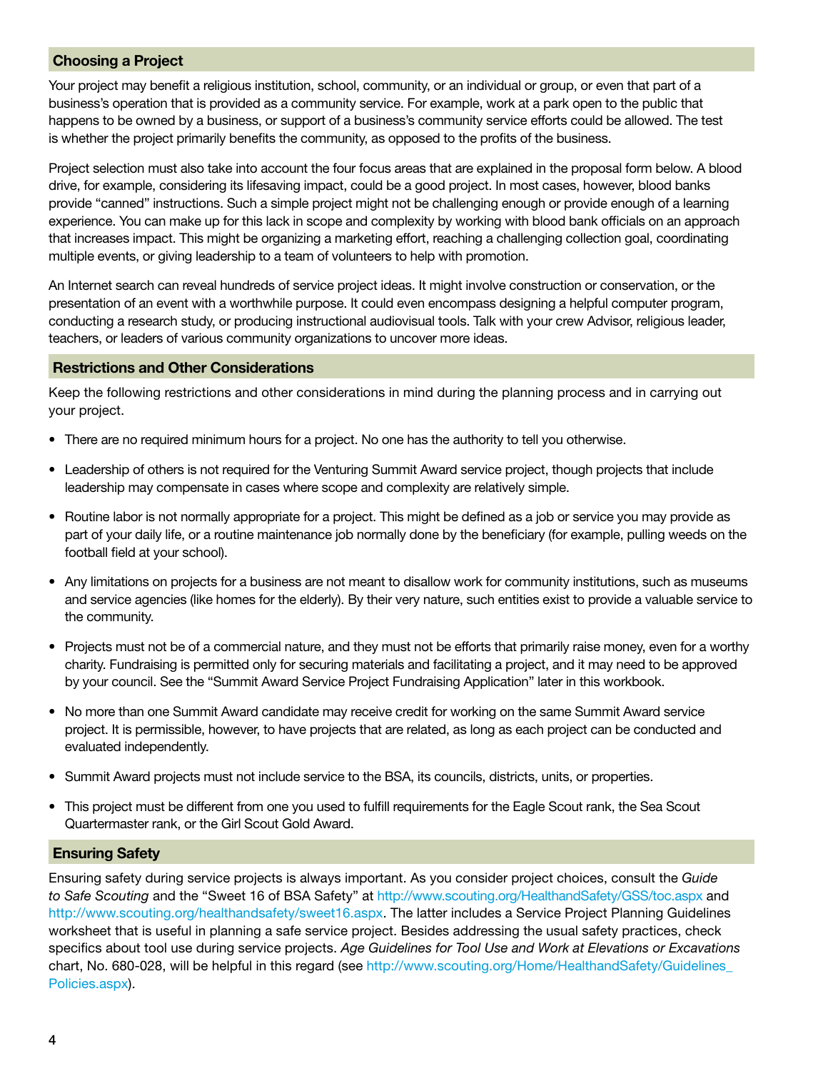## Choosing a Project

Your project may benefit a religious institution, school, community, or an individual or group, or even that part of a business's operation that is provided as a community service. For example, work at a park open to the public that happens to be owned by a business, or support of a business's community service efforts could be allowed. The test is whether the project primarily benefits the community, as opposed to the profits of the business.

Project selection must also take into account the four focus areas that are explained in the proposal form below. A blood drive, for example, considering its lifesaving impact, could be a good project. In most cases, however, blood banks provide "canned" instructions. Such a simple project might not be challenging enough or provide enough of a learning experience. You can make up for this lack in scope and complexity by working with blood bank officials on an approach that increases impact. This might be organizing a marketing effort, reaching a challenging collection goal, coordinating multiple events, or giving leadership to a team of volunteers to help with promotion.

An Internet search can reveal hundreds of service project ideas. It might involve construction or conservation, or the presentation of an event with a worthwhile purpose. It could even encompass designing a helpful computer program, conducting a research study, or producing instructional audiovisual tools. Talk with your crew Advisor, religious leader, teachers, or leaders of various community organizations to uncover more ideas.

## Restrictions and Other Considerations

Keep the following restrictions and other considerations in mind during the planning process and in carrying out your project.

- There are no required minimum hours for a project. No one has the authority to tell you otherwise.
- Leadership of others is not required for the Venturing Summit Award service project, though projects that include leadership may compensate in cases where scope and complexity are relatively simple.
- Routine labor is not normally appropriate for a project. This might be defined as a job or service you may provide as part of your daily life, or a routine maintenance job normally done by the beneficiary (for example, pulling weeds on the football field at your school).
- Any limitations on projects for a business are not meant to disallow work for community institutions, such as museums and service agencies (like homes for the elderly). By their very nature, such entities exist to provide a valuable service to the community.
- Projects must not be of a commercial nature, and they must not be efforts that primarily raise money, even for a worthy charity. Fundraising is permitted only for securing materials and facilitating a project, and it may need to be approved by your council. See the "Summit Award Service Project Fundraising Application" later in this workbook.
- No more than one Summit Award candidate may receive credit for working on the same Summit Award service project. It is permissible, however, to have projects that are related, as long as each project can be conducted and evaluated independently.
- Summit Award projects must not include service to the BSA, its councils, districts, units, or properties.
- This project must be different from one you used to fulfill requirements for the Eagle Scout rank, the Sea Scout Quartermaster rank, or the Girl Scout Gold Award.

## Ensuring Safety

Ensuring safety during service projects is always important. As you consider project choices, consult the *Guide to Safe Scouting* and the "Sweet 16 of BSA Safety" at http://www.scouting.org/HealthandSafety/GSS/toc.aspx and http://www.scouting.org/healthandsafety/sweet16.aspx. The latter includes a Service Project Planning Guidelines worksheet that is useful in planning a safe service project. Besides addressing the usual safety practices, check specifics about tool use during service projects. *Age Guidelines for Tool Use and Work at Elevations or Excavations* chart, No. 680-028, will be helpful in this regard (see http://www.scouting.org/Home/HealthandSafety/Guidelines_Policies.aspx).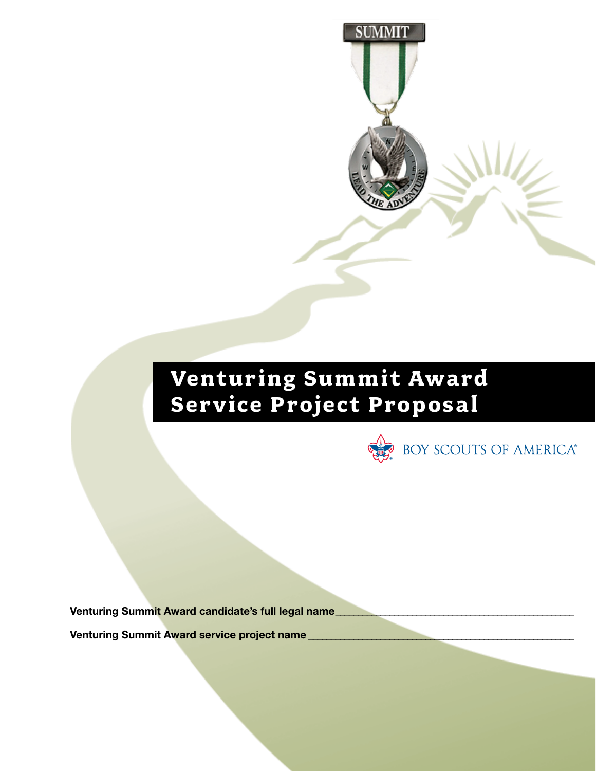# Venturing Summit Award Service Project Proposal

BOY SCOUTS OF AMERICA®

**Venturing Summit Award candidate's full legal name**\_\_\_\_\_\_\_\_\_\_\_\_\_\_\_\_\_\_\_\_\_\_\_\_\_\_\_\_\_\_\_\_\_\_\_\_\_\_\_\_\_\_\_\_

**Venturing Summit Award service project name** \_\_\_\_\_\_\_\_\_\_\_\_\_\_\_\_\_\_\_\_\_\_\_\_\_\_\_\_\_\_\_\_\_\_\_\_\_\_\_\_\_\_\_\_\_\_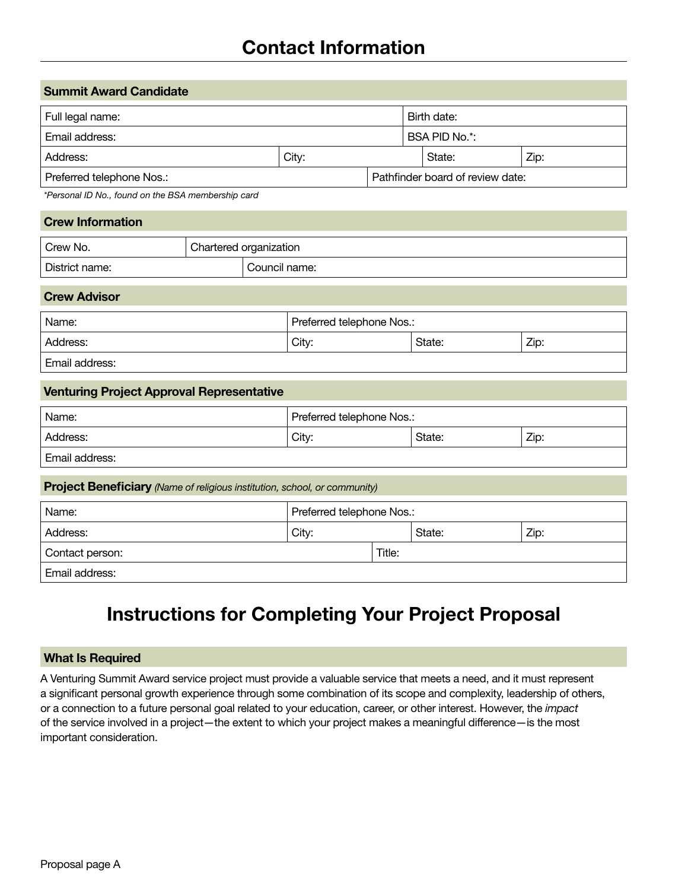# Contact Information

## Summit Award Candidate

| Full legal name: | | | Birth date: |
|---|---|---|---|
| Email address: | | | BSA PID No.*: |
| Address: | City: | State: | Zip: |
| Preferred telephone Nos.: | | Pathfinder board of review date: | |

*\*Personal ID No., found on the BSA membership card*

## Crew Information

| Crew No. | Chartered organization |
|---|---|
| District name: | Council name: |

## Crew Advisor

| Name: | Preferred telephone Nos.: | | |
|---|---|---|---|
| Address: | City: | State: | Zip: |
| Email address: | | | |

## Venturing Project Approval Representative

| Name: | Preferred telephone Nos.: | | |
|---|---|---|---|
| Address: | City: | State: | Zip: |
| Email address: | | | |

## Project Beneficiary *(Name of religious institution, school, or community)*

| Name: | Preferred telephone Nos.: | | |
|---|---|---|---|
| Address: | City: | State: | Zip: |
| Contact person: | | Title: | |
| Email address: | | | |

# Instructions for Completing Your Project Proposal

## What Is Required

A Venturing Summit Award service project must provide a valuable service that meets a need, and it must represent a significant personal growth experience through some combination of its scope and complexity, leadership of others, or a connection to a future personal goal related to your education, career, or other interest. However, the *impact* of the service involved in a project—the extent to which your project makes a meaningful difference—is the most important consideration.

Proposal page A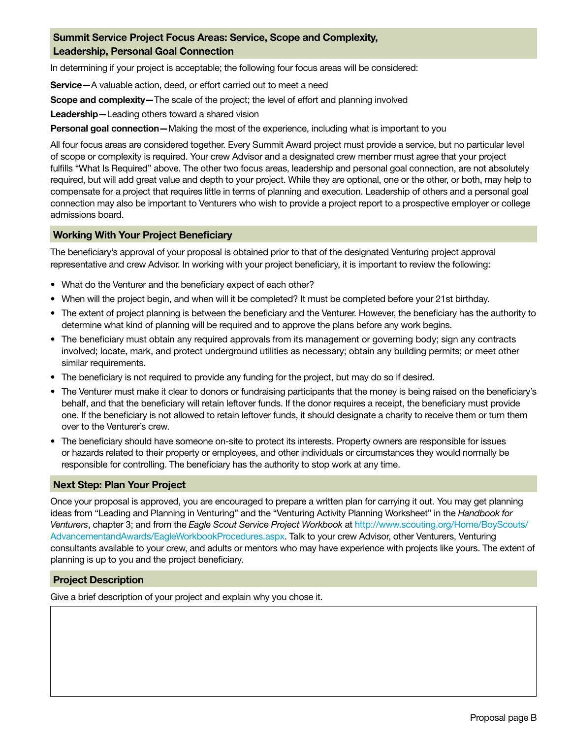## Summit Service Project Focus Areas: Service, Scope and Complexity, Leadership, Personal Goal Connection

In determining if your project is acceptable; the following four focus areas will be considered:

**Service—**A valuable action, deed, or effort carried out to meet a need

**Scope and complexity—**The scale of the project; the level of effort and planning involved

**Leadership—**Leading others toward a shared vision

**Personal goal connection—**Making the most of the experience, including what is important to you

All four focus areas are considered together. Every Summit Award project must provide a service, but no particular level of scope or complexity is required. Your crew Advisor and a designated crew member must agree that your project fulfills "What Is Required" above. The other two focus areas, leadership and personal goal connection, are not absolutely required, but will add great value and depth to your project. While they are optional, one or the other, or both, may help to compensate for a project that requires little in terms of planning and execution. Leadership of others and a personal goal connection may also be important to Venturers who wish to provide a project report to a prospective employer or college admissions board.

## Working With Your Project Beneficiary

The beneficiary's approval of your proposal is obtained prior to that of the designated Venturing project approval representative and crew Advisor. In working with your project beneficiary, it is important to review the following:

- What do the Venturer and the beneficiary expect of each other?
- When will the project begin, and when will it be completed? It must be completed before your 21st birthday.
- The extent of project planning is between the beneficiary and the Venturer. However, the beneficiary has the authority to determine what kind of planning will be required and to approve the plans before any work begins.
- The beneficiary must obtain any required approvals from its management or governing body; sign any contracts involved; locate, mark, and protect underground utilities as necessary; obtain any building permits; or meet other similar requirements.
- The beneficiary is not required to provide any funding for the project, but may do so if desired.
- The Venturer must make it clear to donors or fundraising participants that the money is being raised on the beneficiary's behalf, and that the beneficiary will retain leftover funds. If the donor requires a receipt, the beneficiary must provide one. If the beneficiary is not allowed to retain leftover funds, it should designate a charity to receive them or turn them over to the Venturer's crew.
- The beneficiary should have someone on-site to protect its interests. Property owners are responsible for issues or hazards related to their property or employees, and other individuals or circumstances they would normally be responsible for controlling. The beneficiary has the authority to stop work at any time.

## Next Step: Plan Your Project

Once your proposal is approved, you are encouraged to prepare a written plan for carrying it out. You may get planning ideas from "Leading and Planning in Venturing" and the "Venturing Activity Planning Worksheet" in the *Handbook for Venturers*, chapter 3; and from the *Eagle Scout Service Project Workbook* at http://www.scouting.org/Home/BoyScouts/AdvancementandAwards/EagleWorkbookProcedures.aspx. Talk to your crew Advisor, other Venturers, Venturing consultants available to your crew, and adults or mentors who may have experience with projects like yours. The extent of planning is up to you and the project beneficiary.

## Project Description

Give a brief description of your project and explain why you chose it.

Proposal page B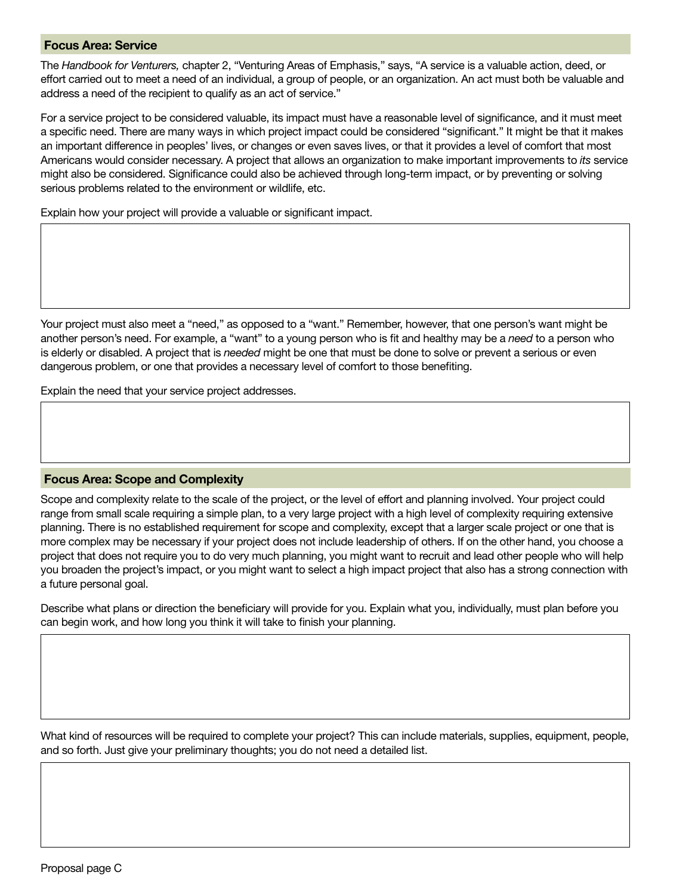## Focus Area: Service

The *Handbook for Venturers,* chapter 2, "Venturing Areas of Emphasis," says, "A service is a valuable action, deed, or effort carried out to meet a need of an individual, a group of people, or an organization. An act must both be valuable and address a need of the recipient to qualify as an act of service."

For a service project to be considered valuable, its impact must have a reasonable level of significance, and it must meet a specific need. There are many ways in which project impact could be considered "significant." It might be that it makes an important difference in peoples' lives, or changes or even saves lives, or that it provides a level of comfort that most Americans would consider necessary. A project that allows an organization to make important improvements to *its* service might also be considered. Significance could also be achieved through long-term impact, or by preventing or solving serious problems related to the environment or wildlife, etc.

Explain how your project will provide a valuable or significant impact.

Your project must also meet a "need," as opposed to a "want." Remember, however, that one person's want might be another person's need. For example, a "want" to a young person who is fit and healthy may be a *need* to a person who is elderly or disabled. A project that is *needed* might be one that must be done to solve or prevent a serious or even dangerous problem, or one that provides a necessary level of comfort to those benefiting.

Explain the need that your service project addresses.

## Focus Area: Scope and Complexity

Scope and complexity relate to the scale of the project, or the level of effort and planning involved. Your project could range from small scale requiring a simple plan, to a very large project with a high level of complexity requiring extensive planning. There is no established requirement for scope and complexity, except that a larger scale project or one that is more complex may be necessary if your project does not include leadership of others. If on the other hand, you choose a project that does not require you to do very much planning, you might want to recruit and lead other people who will help you broaden the project's impact, or you might want to select a high impact project that also has a strong connection with a future personal goal.

Describe what plans or direction the beneficiary will provide for you. Explain what you, individually, must plan before you can begin work, and how long you think it will take to finish your planning.

What kind of resources will be required to complete your project? This can include materials, supplies, equipment, people, and so forth. Just give your preliminary thoughts; you do not need a detailed list.

Proposal page C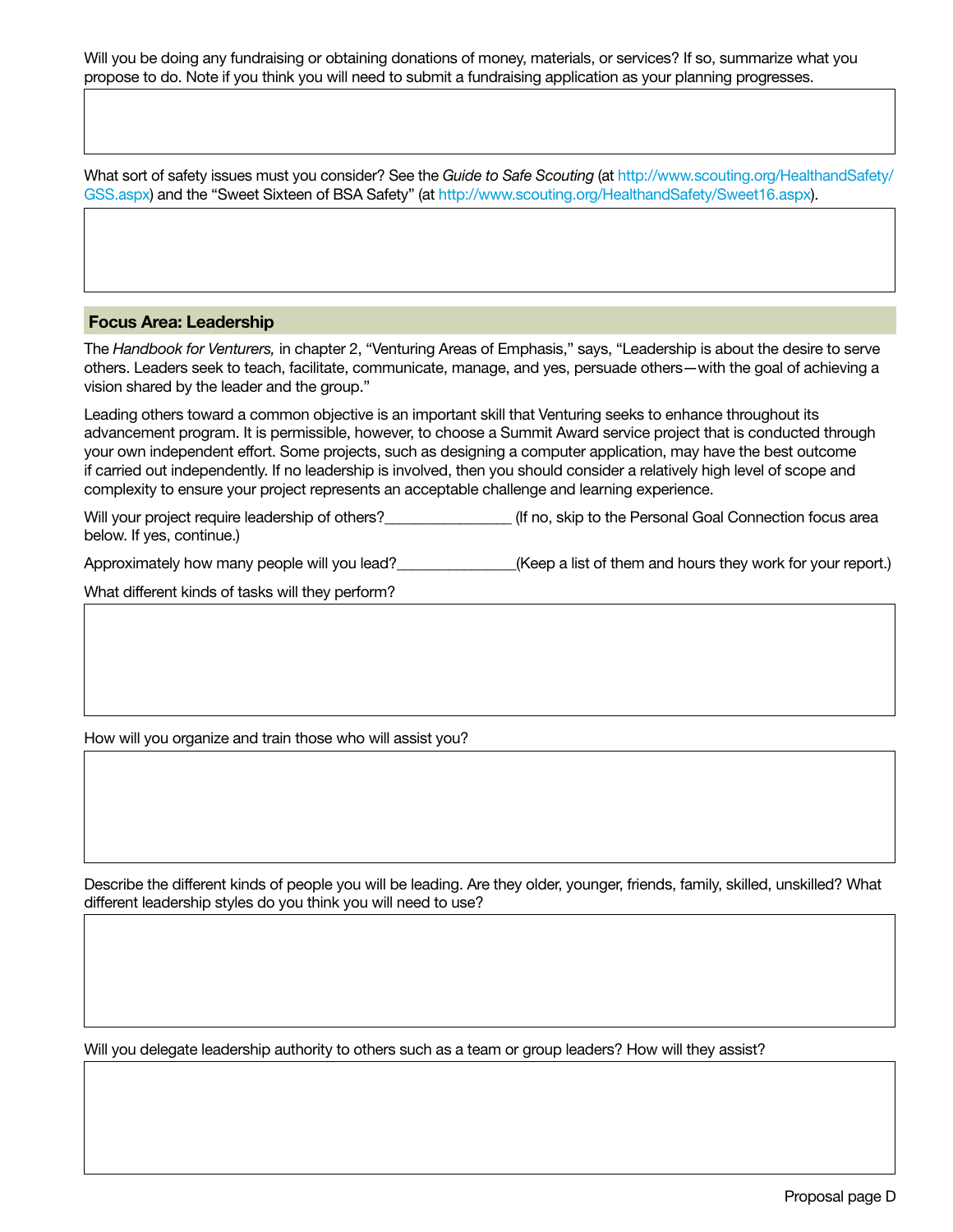Will you be doing any fundraising or obtaining donations of money, materials, or services? If so, summarize what you propose to do. Note if you think you will need to submit a fundraising application as your planning progresses.

What sort of safety issues must you consider? See the *Guide to Safe Scouting* (at http://www.scouting.org/HealthandSafety/GSS.aspx) and the "Sweet Sixteen of BSA Safety" (at http://www.scouting.org/HealthandSafety/Sweet16.aspx).

## Focus Area: Leadership

The *Handbook for Venturers,* in chapter 2, "Venturing Areas of Emphasis," says, "Leadership is about the desire to serve others. Leaders seek to teach, facilitate, communicate, manage, and yes, persuade others—with the goal of achieving a vision shared by the leader and the group."

Leading others toward a common objective is an important skill that Venturing seeks to enhance throughout its advancement program. It is permissible, however, to choose a Summit Award service project that is conducted through your own independent effort. Some projects, such as designing a computer application, may have the best outcome if carried out independently. If no leadership is involved, then you should consider a relatively high level of scope and complexity to ensure your project represents an acceptable challenge and learning experience.

Will your project require leadership of others?_______________ (If no, skip to the Personal Goal Connection focus area below. If yes, continue.)

Approximately how many people will you lead?______________(Keep a list of them and hours they work for your report.)

What different kinds of tasks will they perform?

How will you organize and train those who will assist you?

Describe the different kinds of people you will be leading. Are they older, younger, friends, family, skilled, unskilled? What different leadership styles do you think you will need to use?

Will you delegate leadership authority to others such as a team or group leaders? How will they assist?

Proposal page D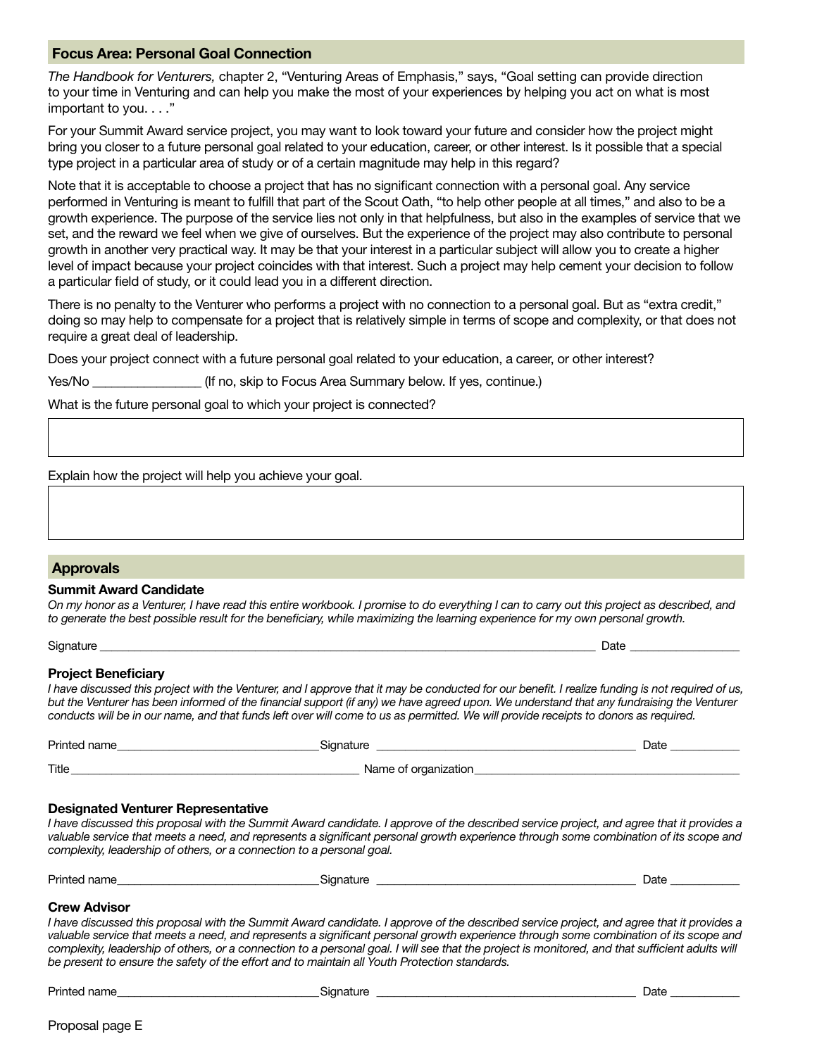## Focus Area: Personal Goal Connection

*The Handbook for Venturers,* chapter 2, "Venturing Areas of Emphasis," says, "Goal setting can provide direction to your time in Venturing and can help you make the most of your experiences by helping you act on what is most important to you. . . ."

For your Summit Award service project, you may want to look toward your future and consider how the project might bring you closer to a future personal goal related to your education, career, or other interest. Is it possible that a special type project in a particular area of study or of a certain magnitude may help in this regard?

Note that it is acceptable to choose a project that has no significant connection with a personal goal. Any service performed in Venturing is meant to fulfill that part of the Scout Oath, "to help other people at all times," and also to be a growth experience. The purpose of the service lies not only in that helpfulness, but also in the examples of service that we set, and the reward we feel when we give of ourselves. But the experience of the project may also contribute to personal growth in another very practical way. It may be that your interest in a particular subject will allow you to create a higher level of impact because your project coincides with that interest. Such a project may help cement your decision to follow a particular field of study, or it could lead you in a different direction.

There is no penalty to the Venturer who performs a project with no connection to a personal goal. But as "extra credit," doing so may help to compensate for a project that is relatively simple in terms of scope and complexity, or that does not require a great deal of leadership.

Does your project connect with a future personal goal related to your education, a career, or other interest?

Yes/No ________________ (If no, skip to Focus Area Summary below. If yes, continue.)

What is the future personal goal to which your project is connected?

| |
|---|
| |

Explain how the project will help you achieve your goal.

| |
|---|
| |

## Approvals

### Summit Award Candidate

*On my honor as a Venturer, I have read this entire workbook. I promise to do everything I can to carry out this project as described, and to generate the best possible result for the beneficiary, while maximizing the learning experience for my own personal growth.*

Signature ______________________________________________ Date ______________

### Project Beneficiary

*I have discussed this project with the Venturer, and I approve that it may be conducted for our benefit. I realize funding is not required of us, but the Venturer has been informed of the financial support (if any) we have agreed upon. We understand that any fundraising the Venturer conducts will be in our name, and that funds left over will come to us as permitted. We will provide receipts to donors as required.*

Printed name____________________________ Signature ____________________________ Date ___________

Title ____________________________________ Name of organization____________________________________

### Designated Venturer Representative

*I have discussed this proposal with the Summit Award candidate. I approve of the described service project, and agree that it provides a valuable service that meets a need, and represents a significant personal growth experience through some combination of its scope and complexity, leadership of others, or a connection to a personal goal.*

Printed name____________________________ Signature ____________________________ Date ___________

### Crew Advisor

*I have discussed this proposal with the Summit Award candidate. I approve of the described service project, and agree that it provides a valuable service that meets a need, and represents a significant personal growth experience through some combination of its scope and complexity, leadership of others, or a connection to a personal goal. I will see that the project is monitored, and that sufficient adults will be present to ensure the safety of the effort and to maintain all Youth Protection standards.*

Printed name____________________________ Signature ____________________________ Date ___________

Proposal page E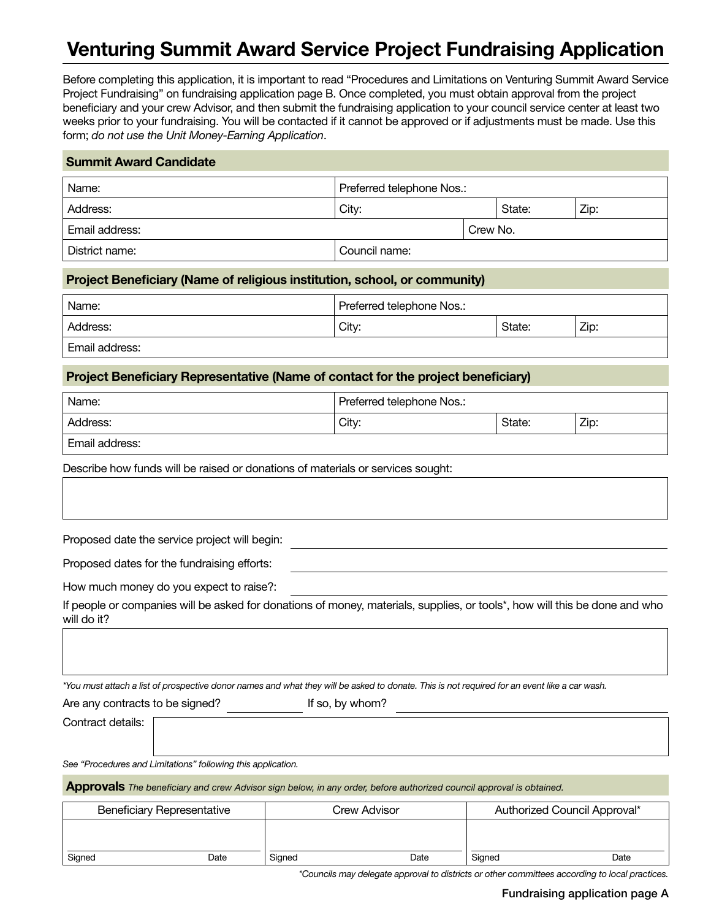# Venturing Summit Award Service Project Fundraising Application

Before completing this application, it is important to read "Procedures and Limitations on Venturing Summit Award Service Project Fundraising" on fundraising application page B. Once completed, you must obtain approval from the project beneficiary and your crew Advisor, and then submit the fundraising application to your council service center at least two weeks prior to your fundraising. You will be contacted if it cannot be approved or if adjustments must be made. Use this form; *do not use the Unit Money-Earning Application*.

## Summit Award Candidate

| Name: | Preferred telephone Nos.: | | |
|---|---|---|---|
| Address: | City: | State: | Zip: |
| Email address: | Crew No. | | |
| District name: | Council name: | | |

## Project Beneficiary (Name of religious institution, school, or community)

| Name: | Preferred telephone Nos.: | | |
|---|---|---|---|
| Address: | City: | State: | Zip: |
| Email address: | | | |

## Project Beneficiary Representative (Name of contact for the project beneficiary)

| Name: | Preferred telephone Nos.: | | |
|---|---|---|---|
| Address: | City: | State: | Zip: |
| Email address: | | | |

Describe how funds will be raised or donations of materials or services sought:

Proposed date the service project will begin: ______________________________

Proposed dates for the fundraising efforts: ______________________________

How much money do you expect to raise?: ______________________________

If people or companies will be asked for donations of money, materials, supplies, or tools*, how will this be done and who will do it?

*\*You must attach a list of prospective donor names and what they will be asked to donate. This is not required for an event like a car wash.*

Are any contracts to be signed? __________ If so, by whom? ______________________________

Contract details:

*See "Procedures and Limitations" following this application.*

## Approvals

*The beneficiary and crew Advisor sign below, in any order, before authorized council approval is obtained.*

| Beneficiary Representative | Crew Advisor | Authorized Council Approval* |
|---|---|---|
| Signed ______ Date ______ | Signed ______ Date ______ | Signed ______ Date ______ |

*\*Councils may delegate approval to districts or other committees according to local practices.*

Fundraising application page A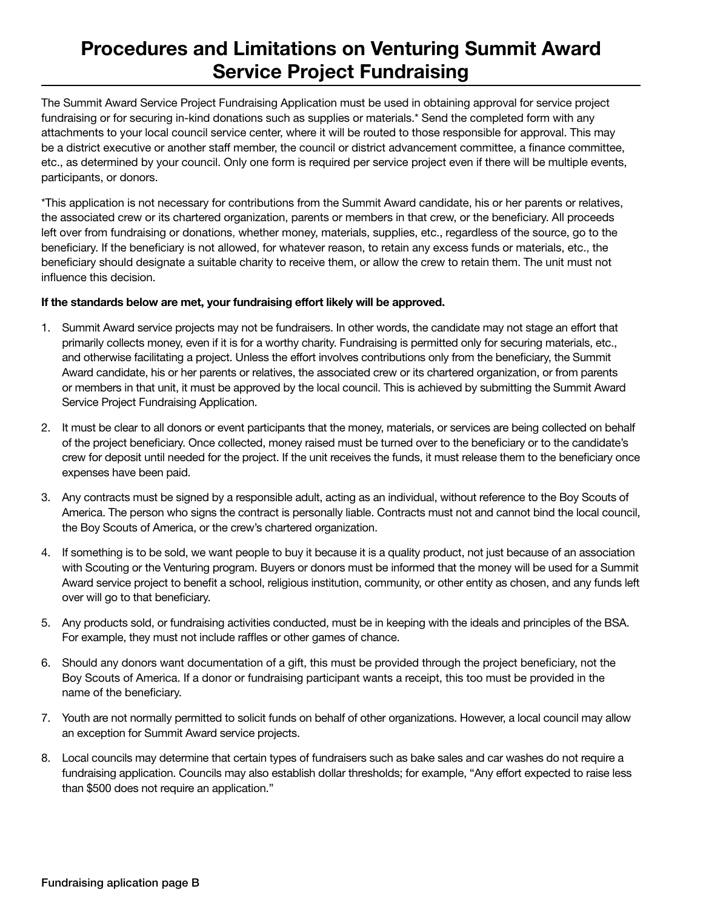# Procedures and Limitations on Venturing Summit Award Service Project Fundraising

The Summit Award Service Project Fundraising Application must be used in obtaining approval for service project fundraising or for securing in-kind donations such as supplies or materials.* Send the completed form with any attachments to your local council service center, where it will be routed to those responsible for approval. This may be a district executive or another staff member, the council or district advancement committee, a finance committee, etc., as determined by your council. Only one form is required per service project even if there will be multiple events, participants, or donors.

*This application is not necessary for contributions from the Summit Award candidate, his or her parents or relatives, the associated crew or its chartered organization, parents or members in that crew, or the beneficiary. All proceeds left over from fundraising or donations, whether money, materials, supplies, etc., regardless of the source, go to the beneficiary. If the beneficiary is not allowed, for whatever reason, to retain any excess funds or materials, etc., the beneficiary should designate a suitable charity to receive them, or allow the crew to retain them. The unit must not influence this decision.

**If the standards below are met, your fundraising effort likely will be approved.**

1. Summit Award service projects may not be fundraisers. In other words, the candidate may not stage an effort that primarily collects money, even if it is for a worthy charity. Fundraising is permitted only for securing materials, etc., and otherwise facilitating a project. Unless the effort involves contributions only from the beneficiary, the Summit Award candidate, his or her parents or relatives, the associated crew or its chartered organization, or from parents or members in that unit, it must be approved by the local council. This is achieved by submitting the Summit Award Service Project Fundraising Application.
2. It must be clear to all donors or event participants that the money, materials, or services are being collected on behalf of the project beneficiary. Once collected, money raised must be turned over to the beneficiary or to the candidate's crew for deposit until needed for the project. If the unit receives the funds, it must release them to the beneficiary once expenses have been paid.
3. Any contracts must be signed by a responsible adult, acting as an individual, without reference to the Boy Scouts of America. The person who signs the contract is personally liable. Contracts must not and cannot bind the local council, the Boy Scouts of America, or the crew's chartered organization.
4. If something is to be sold, we want people to buy it because it is a quality product, not just because of an association with Scouting or the Venturing program. Buyers or donors must be informed that the money will be used for a Summit Award service project to benefit a school, religious institution, community, or other entity as chosen, and any funds left over will go to that beneficiary.
5. Any products sold, or fundraising activities conducted, must be in keeping with the ideals and principles of the BSA. For example, they must not include raffles or other games of chance.
6. Should any donors want documentation of a gift, this must be provided through the project beneficiary, not the Boy Scouts of America. If a donor or fundraising participant wants a receipt, this too must be provided in the name of the beneficiary.
7. Youth are not normally permitted to solicit funds on behalf of other organizations. However, a local council may allow an exception for Summit Award service projects.
8. Local councils may determine that certain types of fundraisers such as bake sales and car washes do not require a fundraising application. Councils may also establish dollar thresholds; for example, "Any effort expected to raise less than $500 does not require an application."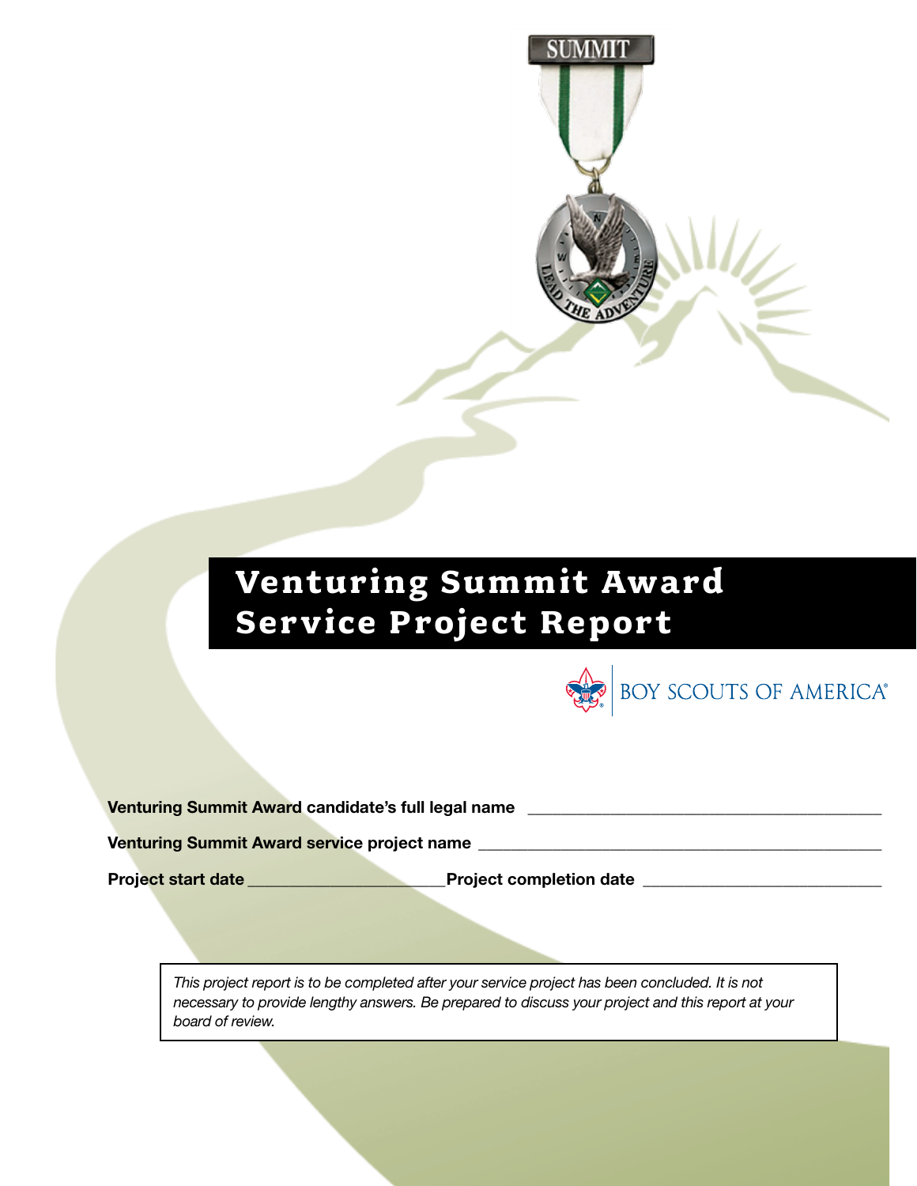# Venturing Summit Award Service Project Report

BOY SCOUTS OF AMERICA®

**Venturing Summit Award candidate's full legal name** ____________________________________________

**Venturing Summit Award service project name** ________________________________________________

**Project start date** ______________________**Project completion date** ___________________________

*This project report is to be completed after your service project has been concluded. It is not necessary to provide lengthy answers. Be prepared to discuss your project and this report at your board of review.*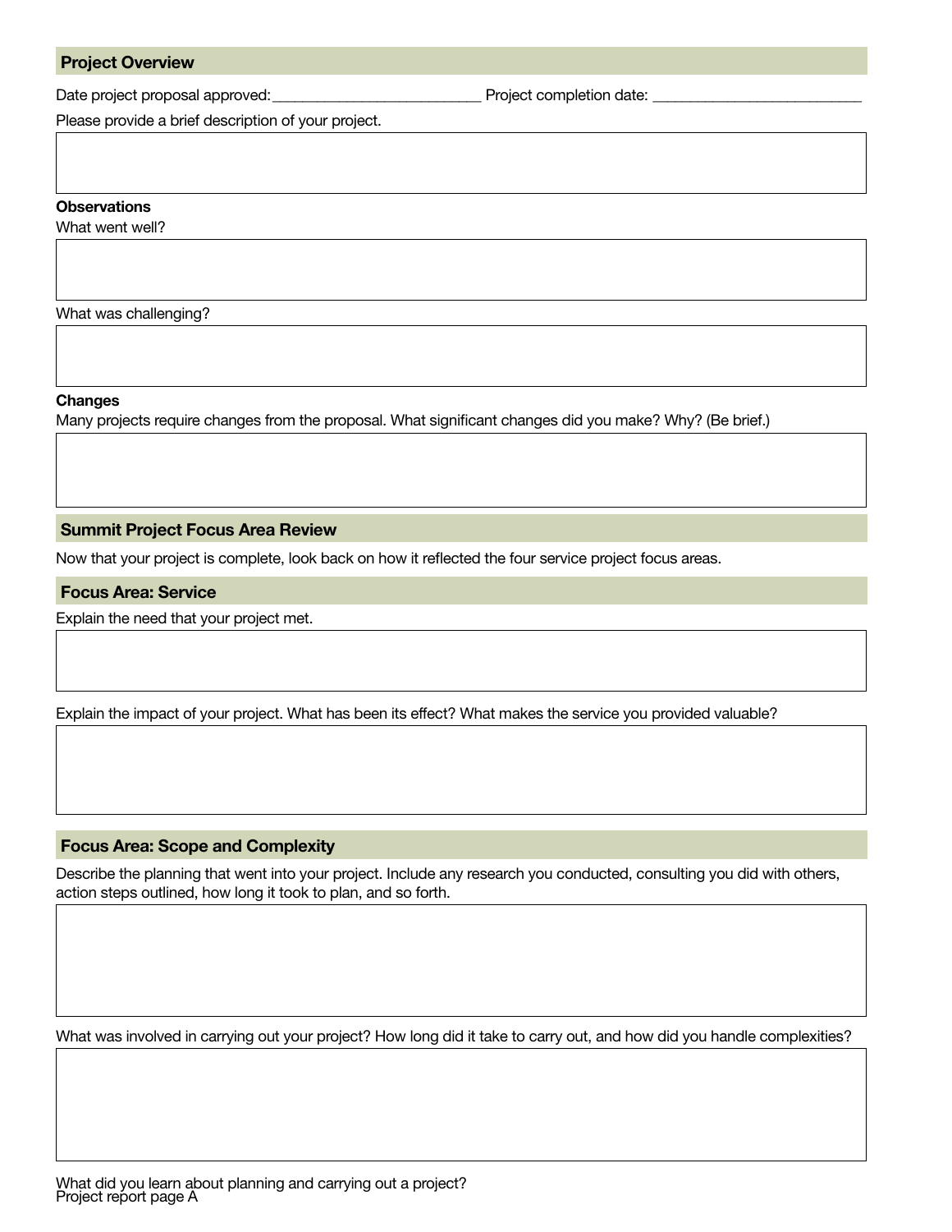## Project Overview

Date project proposal approved:__________________________ Project completion date: __________________________

Please provide a brief description of your project.

### Observations

What went well?

What was challenging?

### Changes

Many projects require changes from the proposal. What significant changes did you make? Why? (Be brief.)

## Summit Project Focus Area Review

Now that your project is complete, look back on how it reflected the four service project focus areas.

## Focus Area: Service

Explain the need that your project met.

Explain the impact of your project. What has been its effect? What makes the service you provided valuable?

## Focus Area: Scope and Complexity

Describe the planning that went into your project. Include any research you conducted, consulting you did with others, action steps outlined, how long it took to plan, and so forth.

What was involved in carrying out your project? How long did it take to carry out, and how did you handle complexities?

What did you learn about planning and carrying out a project?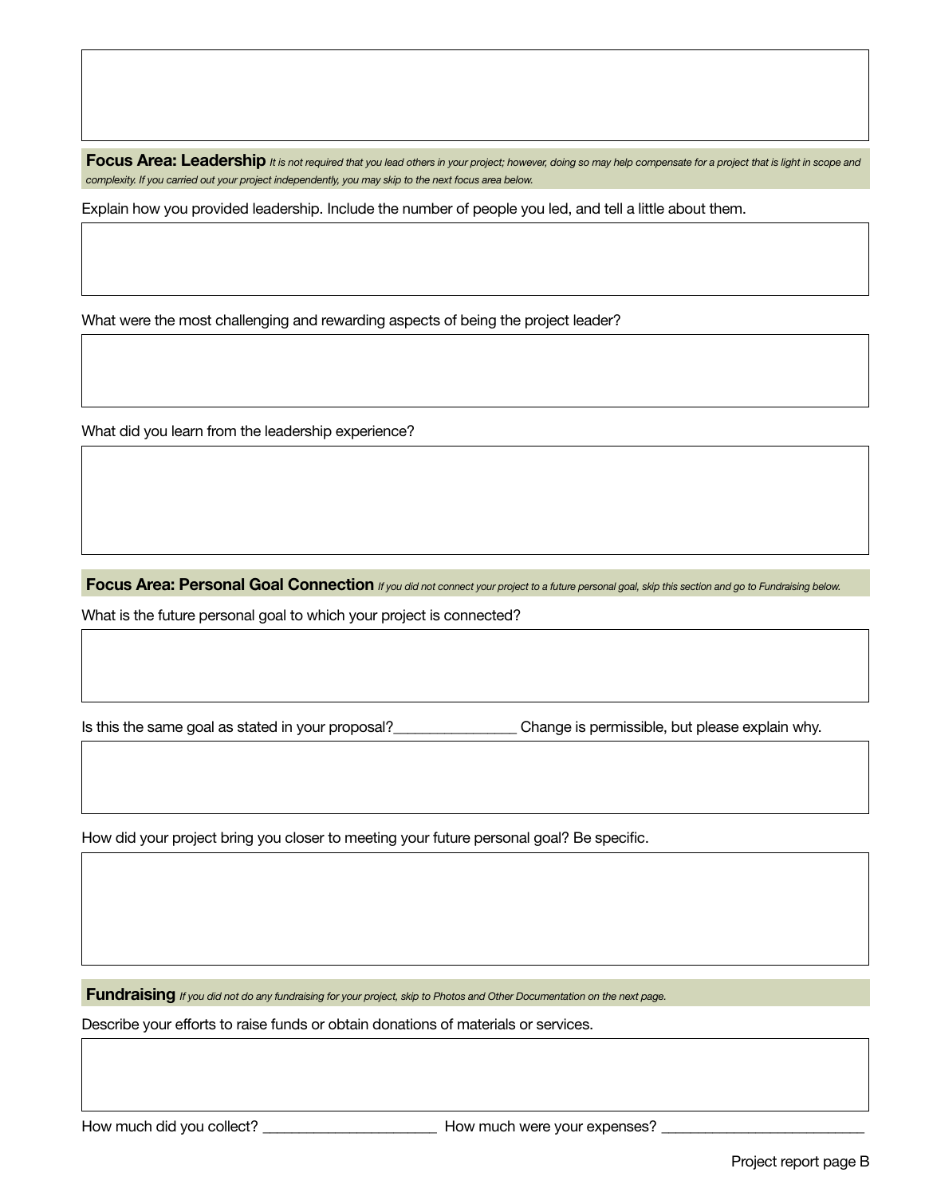## Focus Area: Leadership

*It is not required that you lead others in your project; however, doing so may help compensate for a project that is light in scope and complexity. If you carried out your project independently, you may skip to the next focus area below.*

Explain how you provided leadership. Include the number of people you led, and tell a little about them.

What were the most challenging and rewarding aspects of being the project leader?

What did you learn from the leadership experience?

## Focus Area: Personal Goal Connection

*If you did not connect your project to a future personal goal, skip this section and go to Fundraising below.*

What is the future personal goal to which your project is connected?

Is this the same goal as stated in your proposal?_______________ Change is permissible, but please explain why.

How did your project bring you closer to meeting your future personal goal? Be specific.

## Fundraising

*If you did not do any fundraising for your project, skip to Photos and Other Documentation on the next page.*

Describe your efforts to raise funds or obtain donations of materials or services.

How much did you collect? ______________________ How much were your expenses? __________________________

Project report page B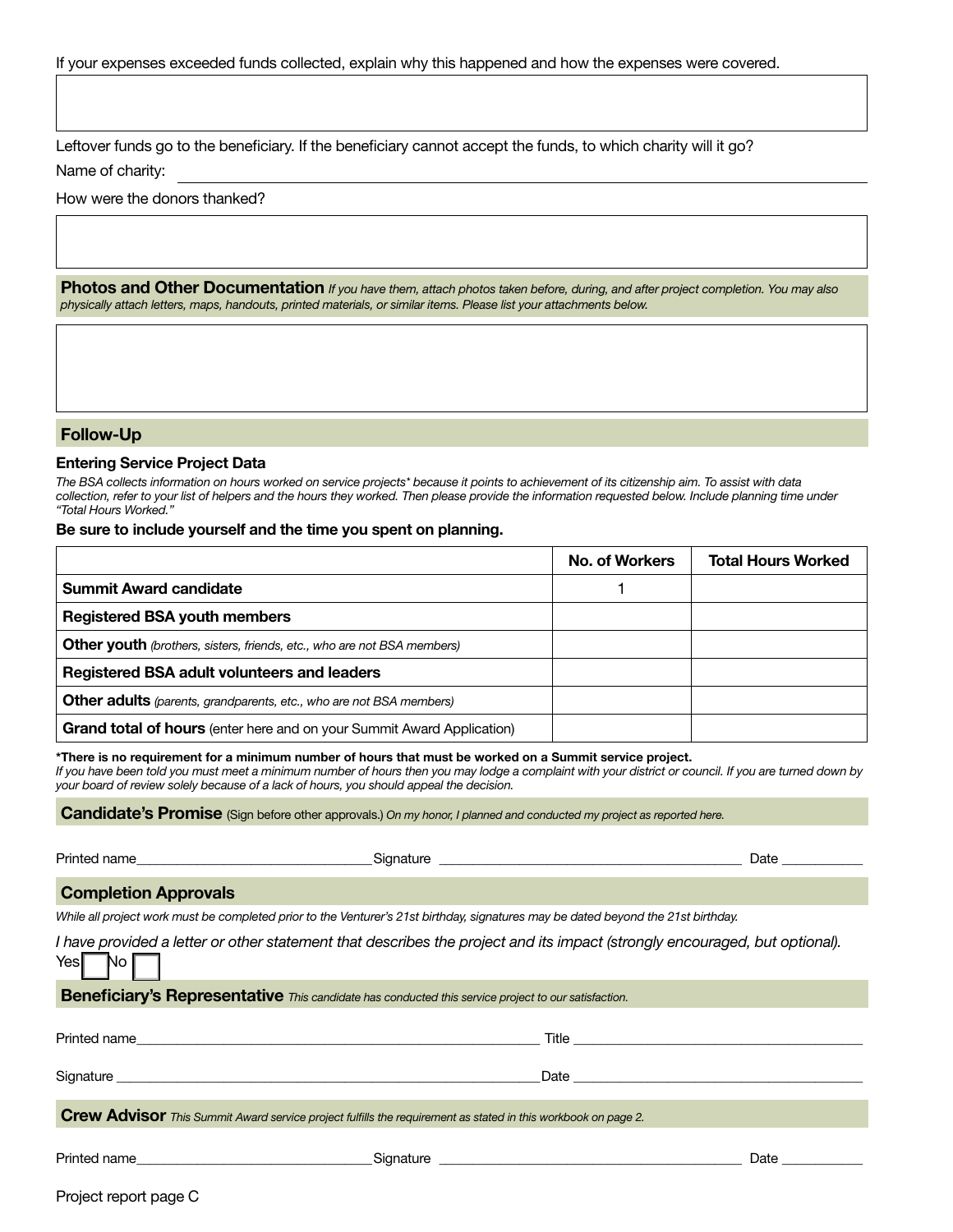If your expenses exceeded funds collected, explain why this happened and how the expenses were covered.

Leftover funds go to the beneficiary. If the beneficiary cannot accept the funds, to which charity will it go?

Name of charity: ______________________________

How were the donors thanked?

## Photos and Other Documentation

*If you have them, attach photos taken before, during, and after project completion. You may also physically attach letters, maps, handouts, printed materials, or similar items. Please list your attachments below.*

## Follow-Up

### Entering Service Project Data

*The BSA collects information on hours worked on service projects\* because it points to achievement of its citizenship aim. To assist with data collection, refer to your list of helpers and the hours they worked. Then please provide the information requested below. Include planning time under "Total Hours Worked."*

**Be sure to include yourself and the time you spent on planning.**

| | No. of Workers | Total Hours Worked |
|---|---|---|
| **Summit Award candidate** | 1 | |
| **Registered BSA youth members** | | |
| **Other youth** *(brothers, sisters, friends, etc., who are not BSA members)* | | |
| **Registered BSA adult volunteers and leaders** | | |
| **Other adults** *(parents, grandparents, etc., who are not BSA members)* | | |
| **Grand total of hours** (enter here and on your Summit Award Application) | | |

**\*There is no requirement for a minimum number of hours that must be worked on a Summit service project.**
*If you have been told you must meet a minimum number of hours then you may lodge a complaint with your district or council. If you are turned down by your board of review solely because of a lack of hours, you should appeal the decision.*

## Candidate's Promise

(Sign before other approvals.) *On my honor, I planned and conducted my project as reported here.*

Printed name______________________ Signature ______________________ Date __________

## Completion Approvals

*While all project work must be completed prior to the Venturer's 21st birthday, signatures may be dated beyond the 21st birthday.*

*I have provided a letter or other statement that describes the project and its impact (strongly encouraged, but optional).*
Yes ☐ No ☐

## Beneficiary's Representative

*This candidate has conducted this service project to our satisfaction.*

Printed name______________________ Title ______________________

Signature ______________________ Date ______________________

## Crew Advisor

*This Summit Award service project fulfills the requirement as stated in this workbook on page 2.*

Printed name______________________ Signature ______________________ Date __________

Project report page C